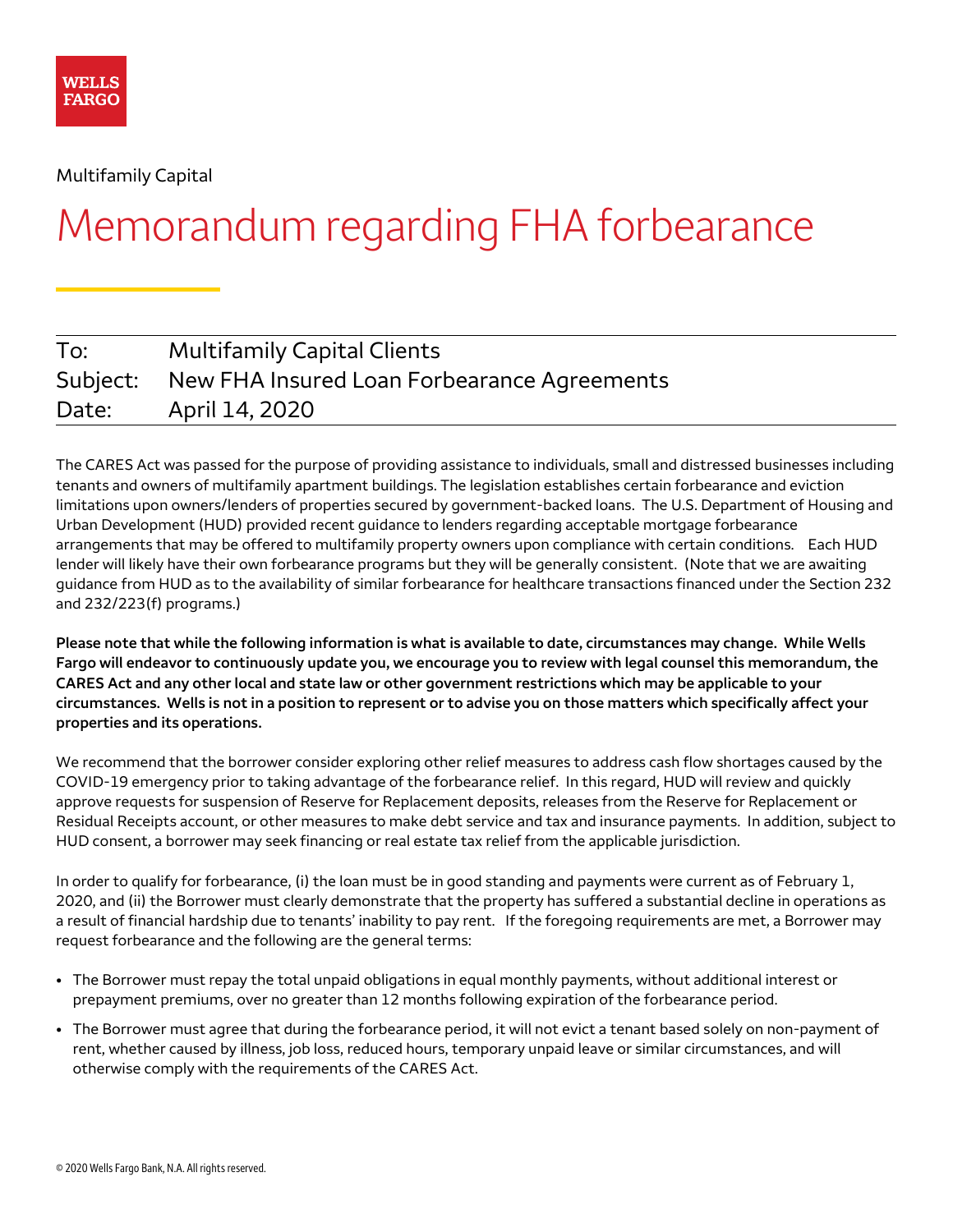WELLS FARGO

Multifamily Capital

# Memorandum regarding FHA forbearance

| | |
|---|---|
| To: | Multifamily Capital Clients |
| Subject: | New FHA Insured Loan Forbearance Agreements |
| Date: | April 14, 2020 |

The CARES Act was passed for the purpose of providing assistance to individuals, small and distressed businesses including tenants and owners of multifamily apartment buildings. The legislation establishes certain forbearance and eviction limitations upon owners/lenders of properties secured by government-backed loans. The U.S. Department of Housing and Urban Development (HUD) provided recent guidance to lenders regarding acceptable mortgage forbearance arrangements that may be offered to multifamily property owners upon compliance with certain conditions. Each HUD lender will likely have their own forbearance programs but they will be generally consistent. (Note that we are awaiting guidance from HUD as to the availability of similar forbearance for healthcare transactions financed under the Section 232 and 232/223(f) programs.)

**Please note that while the following information is what is available to date, circumstances may change. While Wells Fargo will endeavor to continuously update you, we encourage you to review with legal counsel this memorandum, the CARES Act and any other local and state law or other government restrictions which may be applicable to your circumstances. Wells is not in a position to represent or to advise you on those matters which specifically affect your properties and its operations.**

We recommend that the borrower consider exploring other relief measures to address cash flow shortages caused by the COVID-19 emergency prior to taking advantage of the forbearance relief. In this regard, HUD will review and quickly approve requests for suspension of Reserve for Replacement deposits, releases from the Reserve for Replacement or Residual Receipts account, or other measures to make debt service and tax and insurance payments. In addition, subject to HUD consent, a borrower may seek financing or real estate tax relief from the applicable jurisdiction.

In order to qualify for forbearance, (i) the loan must be in good standing and payments were current as of February 1, 2020, and (ii) the Borrower must clearly demonstrate that the property has suffered a substantial decline in operations as a result of financial hardship due to tenants' inability to pay rent. If the foregoing requirements are met, a Borrower may request forbearance and the following are the general terms:

- The Borrower must repay the total unpaid obligations in equal monthly payments, without additional interest or prepayment premiums, over no greater than 12 months following expiration of the forbearance period.
- The Borrower must agree that during the forbearance period, it will not evict a tenant based solely on non-payment of rent, whether caused by illness, job loss, reduced hours, temporary unpaid leave or similar circumstances, and will otherwise comply with the requirements of the CARES Act.

© 2020 Wells Fargo Bank, N.A. All rights reserved.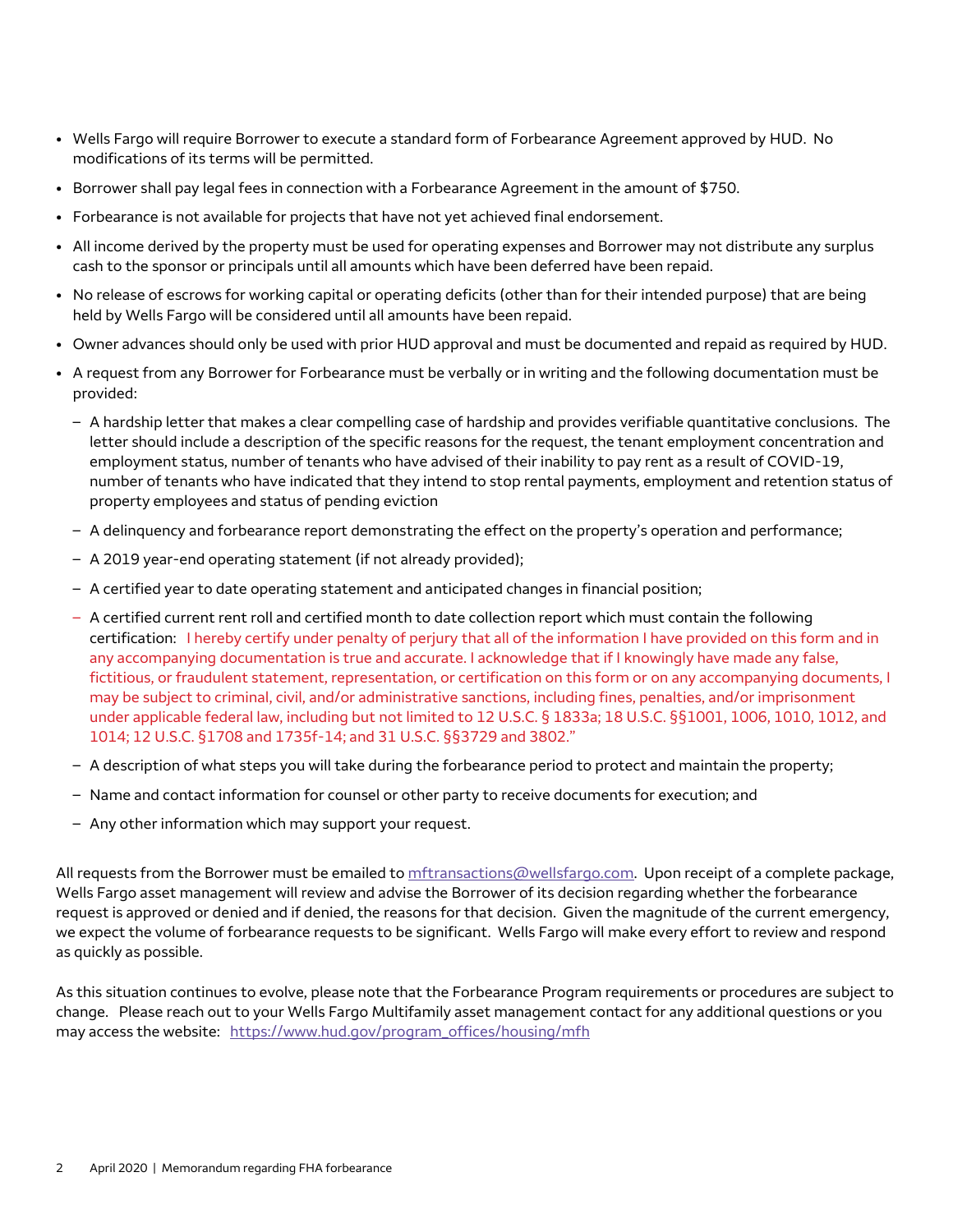- Wells Fargo will require Borrower to execute a standard form of Forbearance Agreement approved by HUD. No modifications of its terms will be permitted.
- Borrower shall pay legal fees in connection with a Forbearance Agreement in the amount of $750.
- Forbearance is not available for projects that have not yet achieved final endorsement.
- All income derived by the property must be used for operating expenses and Borrower may not distribute any surplus cash to the sponsor or principals until all amounts which have been deferred have been repaid.
- No release of escrows for working capital or operating deficits (other than for their intended purpose) that are being held by Wells Fargo will be considered until all amounts have been repaid.
- Owner advances should only be used with prior HUD approval and must be documented and repaid as required by HUD.
- A request from any Borrower for Forbearance must be verbally or in writing and the following documentation must be provided:
  - A hardship letter that makes a clear compelling case of hardship and provides verifiable quantitative conclusions. The letter should include a description of the specific reasons for the request, the tenant employment concentration and employment status, number of tenants who have advised of their inability to pay rent as a result of COVID-19, number of tenants who have indicated that they intend to stop rental payments, employment and retention status of property employees and status of pending eviction
  - A delinquency and forbearance report demonstrating the effect on the property's operation and performance;
  - A 2019 year-end operating statement (if not already provided);
  - A certified year to date operating statement and anticipated changes in financial position;
  - A certified current rent roll and certified month to date collection report which must contain the following certification: I hereby certify under penalty of perjury that all of the information I have provided on this form and in any accompanying documentation is true and accurate. I acknowledge that if I knowingly have made any false, fictitious, or fraudulent statement, representation, or certification on this form or on any accompanying documents, I may be subject to criminal, civil, and/or administrative sanctions, including fines, penalties, and/or imprisonment under applicable federal law, including but not limited to 12 U.S.C. § 1833a; 18 U.S.C. §§1001, 1006, 1010, 1012, and 1014; 12 U.S.C. §1708 and 1735f-14; and 31 U.S.C. §§3729 and 3802."
  - A description of what steps you will take during the forbearance period to protect and maintain the property;
  - Name and contact information for counsel or other party to receive documents for execution; and
  - Any other information which may support your request.

All requests from the Borrower must be emailed to mftransactions@wellsfargo.com. Upon receipt of a complete package, Wells Fargo asset management will review and advise the Borrower of its decision regarding whether the forbearance request is approved or denied and if denied, the reasons for that decision. Given the magnitude of the current emergency, we expect the volume of forbearance requests to be significant. Wells Fargo will make every effort to review and respond as quickly as possible.

As this situation continues to evolve, please note that the Forbearance Program requirements or procedures are subject to change. Please reach out to your Wells Fargo Multifamily asset management contact for any additional questions or you may access the website: https://www.hud.gov/program_offices/housing/mfh